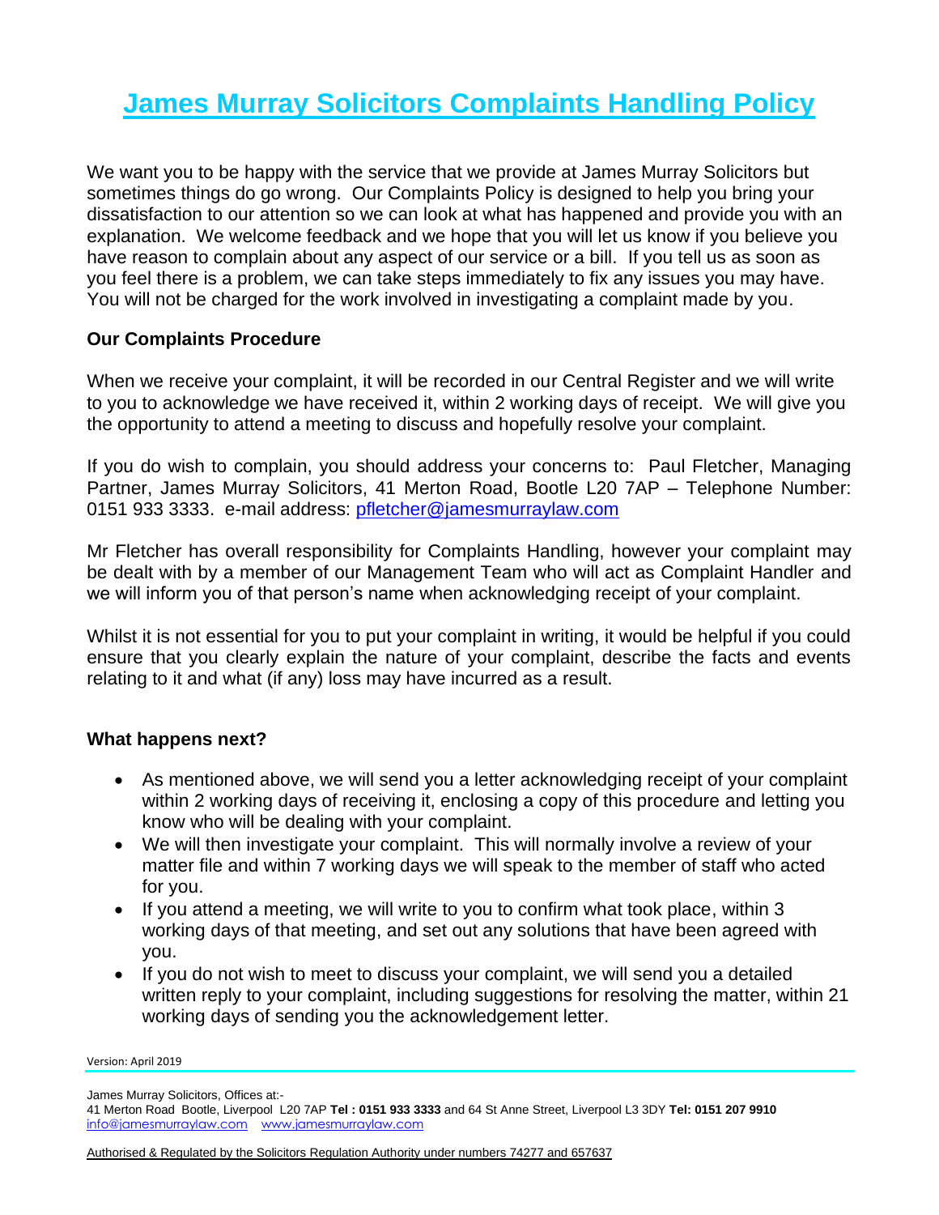# James Murray Solicitors Complaints Handling Policy

We want you to be happy with the service that we provide at James Murray Solicitors but sometimes things do go wrong. Our Complaints Policy is designed to help you bring your dissatisfaction to our attention so we can look at what has happened and provide you with an explanation. We welcome feedback and we hope that you will let us know if you believe you have reason to complain about any aspect of our service or a bill. If you tell us as soon as you feel there is a problem, we can take steps immediately to fix any issues you may have. You will not be charged for the work involved in investigating a complaint made by you.

**Our Complaints Procedure**

When we receive your complaint, it will be recorded in our Central Register and we will write to you to acknowledge we have received it, within 2 working days of receipt. We will give you the opportunity to attend a meeting to discuss and hopefully resolve your complaint.

If you do wish to complain, you should address your concerns to: Paul Fletcher, Managing Partner, James Murray Solicitors, 41 Merton Road, Bootle L20 7AP – Telephone Number: 0151 933 3333. e-mail address: pfletcher@jamesmurraylaw.com

Mr Fletcher has overall responsibility for Complaints Handling, however your complaint may be dealt with by a member of our Management Team who will act as Complaint Handler and we will inform you of that person's name when acknowledging receipt of your complaint.

Whilst it is not essential for you to put your complaint in writing, it would be helpful if you could ensure that you clearly explain the nature of your complaint, describe the facts and events relating to it and what (if any) loss may have incurred as a result.

**What happens next?**

- As mentioned above, we will send you a letter acknowledging receipt of your complaint within 2 working days of receiving it, enclosing a copy of this procedure and letting you know who will be dealing with your complaint.
- We will then investigate your complaint. This will normally involve a review of your matter file and within 7 working days we will speak to the member of staff who acted for you.
- If you attend a meeting, we will write to you to confirm what took place, within 3 working days of that meeting, and set out any solutions that have been agreed with you.
- If you do not wish to meet to discuss your complaint, we will send you a detailed written reply to your complaint, including suggestions for resolving the matter, within 21 working days of sending you the acknowledgement letter.

Version: April 2019

James Murray Solicitors, Offices at:-
41 Merton Road Bootle, Liverpool L20 7AP **Tel : 0151 933 3333** and 64 St Anne Street, Liverpool L3 3DY **Tel: 0151 207 9910**
info@jamesmurraylaw.com www.jamesmurraylaw.com

Authorised & Regulated by the Solicitors Regulation Authority under numbers 74277 and 657637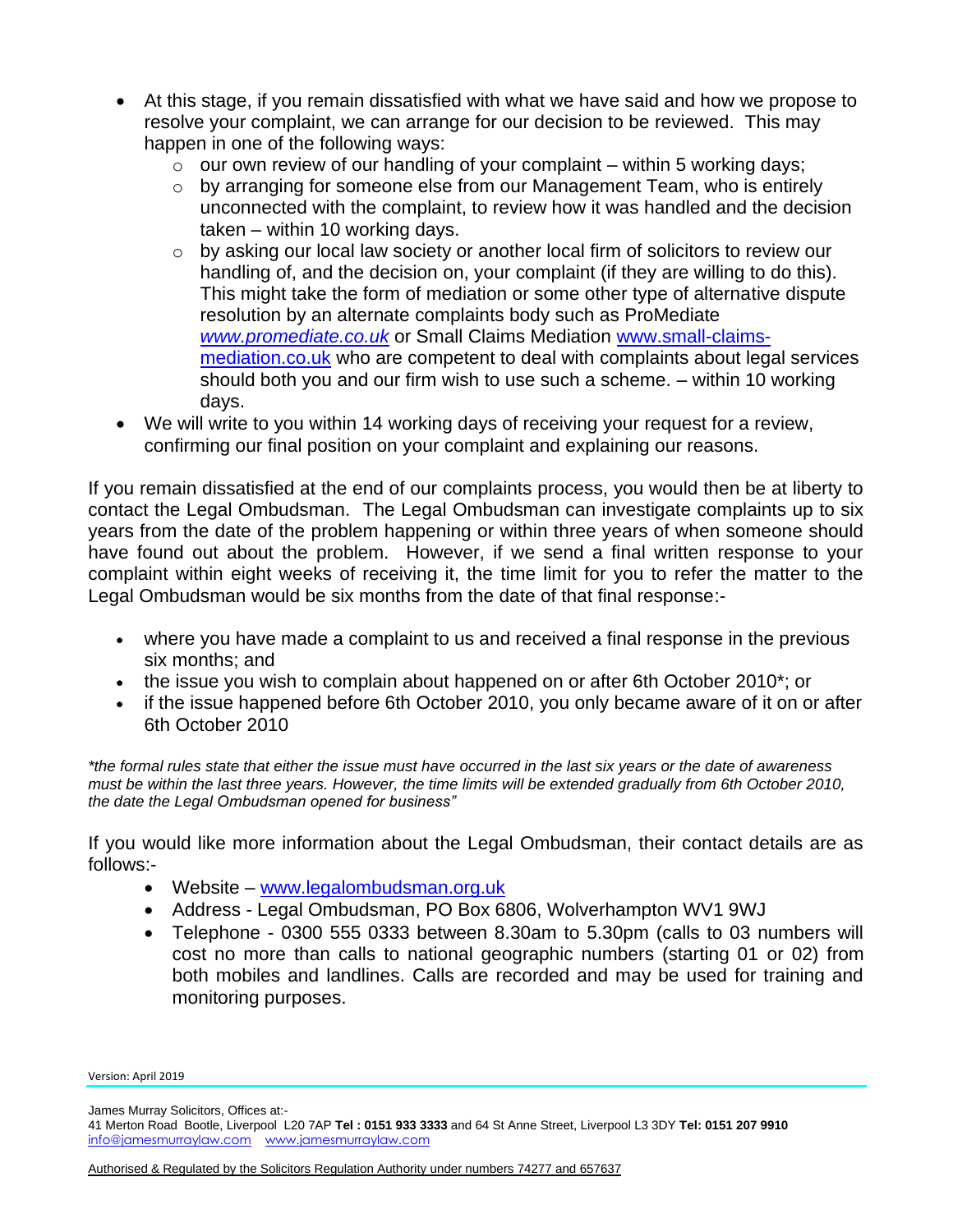- At this stage, if you remain dissatisfied with what we have said and how we propose to resolve your complaint, we can arrange for our decision to be reviewed. This may happen in one of the following ways:
  - our own review of our handling of your complaint – within 5 working days;
  - by arranging for someone else from our Management Team, who is entirely unconnected with the complaint, to review how it was handled and the decision taken – within 10 working days.
  - by asking our local law society or another local firm of solicitors to review our handling of, and the decision on, your complaint (if they are willing to do this). This might take the form of mediation or some other type of alternative dispute resolution by an alternate complaints body such as ProMediate *www.promediate.co.uk* or Small Claims Mediation www.small-claims-mediation.co.uk who are competent to deal with complaints about legal services should both you and our firm wish to use such a scheme. – within 10 working days.
- We will write to you within 14 working days of receiving your request for a review, confirming our final position on your complaint and explaining our reasons.

If you remain dissatisfied at the end of our complaints process, you would then be at liberty to contact the Legal Ombudsman. The Legal Ombudsman can investigate complaints up to six years from the date of the problem happening or within three years of when someone should have found out about the problem. However, if we send a final written response to your complaint within eight weeks of receiving it, the time limit for you to refer the matter to the Legal Ombudsman would be six months from the date of that final response:-

- where you have made a complaint to us and received a final response in the previous six months; and
- the issue you wish to complain about happened on or after 6th October 2010*; or
- if the issue happened before 6th October 2010, you only became aware of it on or after 6th October 2010

*\*the formal rules state that either the issue must have occurred in the last six years or the date of awareness must be within the last three years. However, the time limits will be extended gradually from 6th October 2010, the date the Legal Ombudsman opened for business"*

If you would like more information about the Legal Ombudsman, their contact details are as follows:-

- Website – www.legalombudsman.org.uk
- Address - Legal Ombudsman, PO Box 6806, Wolverhampton WV1 9WJ
- Telephone - 0300 555 0333 between 8.30am to 5.30pm (calls to 03 numbers will cost no more than calls to national geographic numbers (starting 01 or 02) from both mobiles and landlines. Calls are recorded and may be used for training and monitoring purposes.

Version: April 2019

James Murray Solicitors, Offices at:-
41 Merton Road Bootle, Liverpool L20 7AP **Tel : 0151 933 3333** and 64 St Anne Street, Liverpool L3 3DY **Tel: 0151 207 9910**
info@jamesmurraylaw.com www.jamesmurraylaw.com

Authorised & Regulated by the Solicitors Regulation Authority under numbers 74277 and 657637